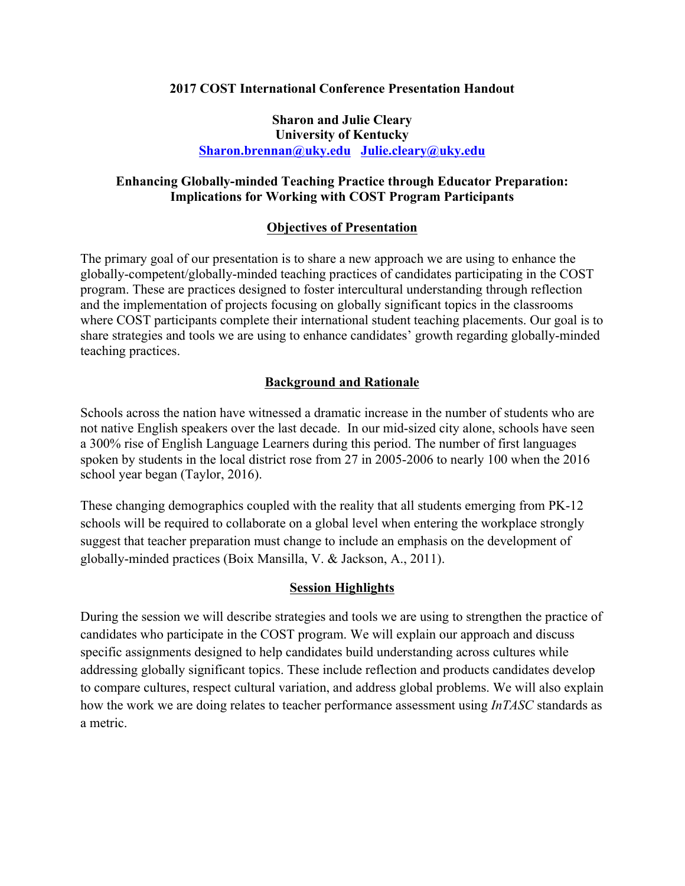**2017 COST International Conference Presentation Handout**

**Sharon and Julie Cleary**
**University of Kentucky**
**Sharon.brennan@uky.edu Julie.cleary@uky.edu**

# Enhancing Globally-minded Teaching Practice through Educator Preparation: Implications for Working with COST Program Participants

## Objectives of Presentation

The primary goal of our presentation is to share a new approach we are using to enhance the globally-competent/globally-minded teaching practices of candidates participating in the COST program. These are practices designed to foster intercultural understanding through reflection and the implementation of projects focusing on globally significant topics in the classrooms where COST participants complete their international student teaching placements. Our goal is to share strategies and tools we are using to enhance candidates' growth regarding globally-minded teaching practices.

## Background and Rationale

Schools across the nation have witnessed a dramatic increase in the number of students who are not native English speakers over the last decade. In our mid-sized city alone, schools have seen a 300% rise of English Language Learners during this period. The number of first languages spoken by students in the local district rose from 27 in 2005-2006 to nearly 100 when the 2016 school year began (Taylor, 2016).

These changing demographics coupled with the reality that all students emerging from PK-12 schools will be required to collaborate on a global level when entering the workplace strongly suggest that teacher preparation must change to include an emphasis on the development of globally-minded practices (Boix Mansilla, V. & Jackson, A., 2011).

## Session Highlights

During the session we will describe strategies and tools we are using to strengthen the practice of candidates who participate in the COST program. We will explain our approach and discuss specific assignments designed to help candidates build understanding across cultures while addressing globally significant topics. These include reflection and products candidates develop to compare cultures, respect cultural variation, and address global problems. We will also explain how the work we are doing relates to teacher performance assessment using *InTASC* standards as a metric.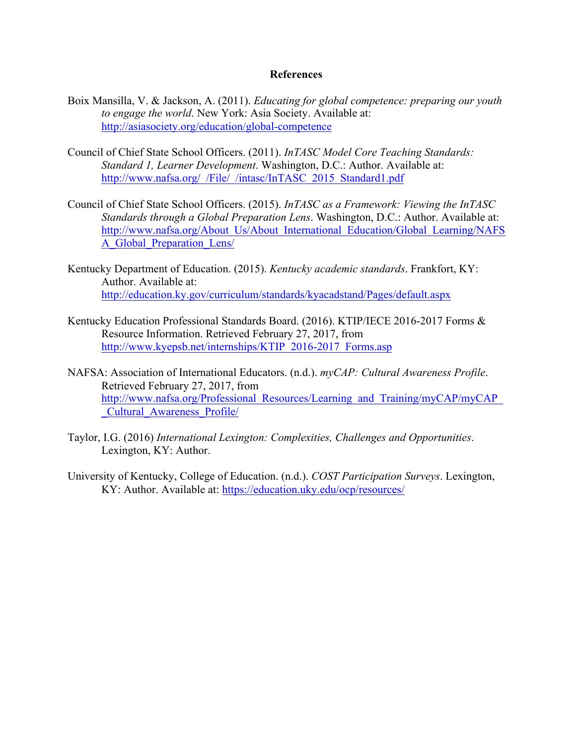**References**

Boix Mansilla, V. & Jackson, A. (2011). *Educating for global competence: preparing our youth to engage the world*. New York: Asia Society. Available at: http://asiasociety.org/education/global-competence

Council of Chief State School Officers. (2011). *InTASC Model Core Teaching Standards: Standard 1, Learner Development*. Washington, D.C.: Author. Available at: http://www.nafsa.org/_/File/_/intasc/InTASC_2015_Standard1.pdf

Council of Chief State School Officers. (2015). *InTASC as a Framework: Viewing the InTASC Standards through a Global Preparation Lens*. Washington, D.C.: Author. Available at: http://www.nafsa.org/About_Us/About_International_Education/Global_Learning/NAFSA_Global_Preparation_Lens/

Kentucky Department of Education. (2015). *Kentucky academic standards*. Frankfort, KY: Author. Available at: http://education.ky.gov/curriculum/standards/kyacadstand/Pages/default.aspx

Kentucky Education Professional Standards Board. (2016). KTIP/IECE 2016-2017 Forms & Resource Information. Retrieved February 27, 2017, from http://www.kyepsb.net/internships/KTIP_2016-2017_Forms.asp

NAFSA: Association of International Educators. (n.d.). *myCAP: Cultural Awareness Profile*. Retrieved February 27, 2017, from http://www.nafsa.org/Professional_Resources/Learning_and_Training/myCAP/myCAP__Cultural_Awareness_Profile/

Taylor, I.G. (2016) *International Lexington: Complexities, Challenges and Opportunities*. Lexington, KY: Author.

University of Kentucky, College of Education. (n.d.). *COST Participation Surveys*. Lexington, KY: Author. Available at: https://education.uky.edu/ocp/resources/